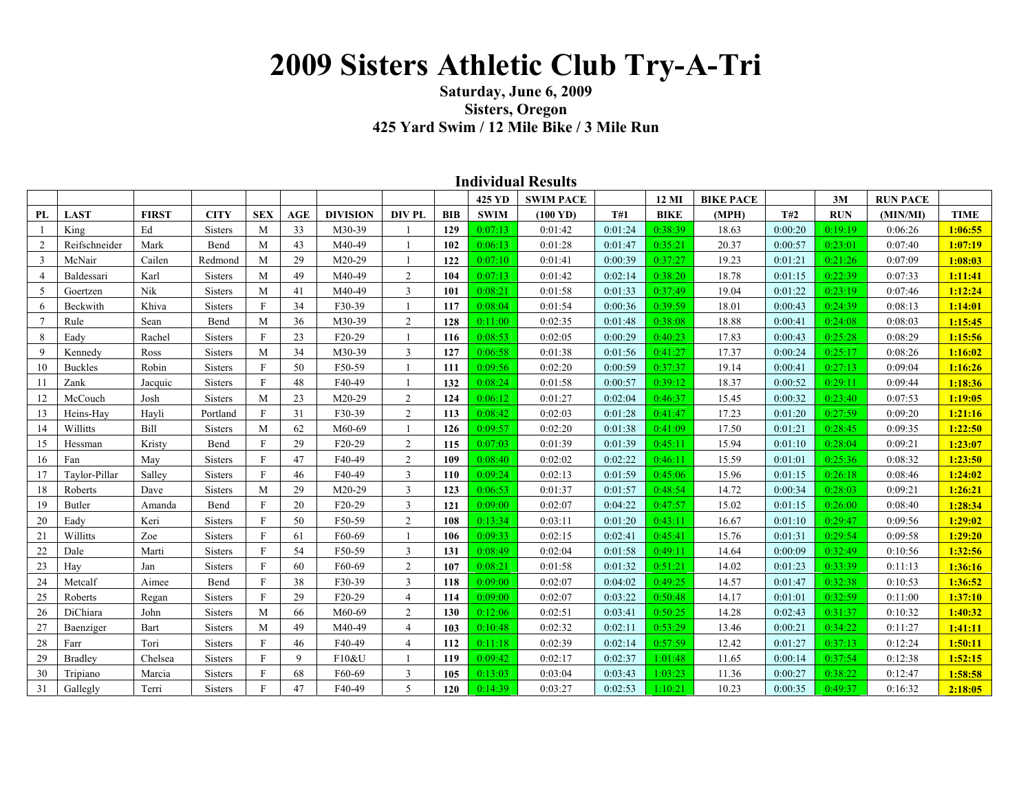# 2009 Sisters Athletic Club Try-A-Tri

**Saturday, June 6, 2009**

**Sisters, Oregon**

**425 Yard Swim / 12 Mile Bike / 3 Mile Run**

## Individual Results

| | | | | | | | | | 425 YD | SWIM PACE | | 12 MI | BIKE PACE | | 3M | RUN PACE | |
|---|---|---|---|---|---|---|---|---|---|---|---|---|---|---|---|---|---|
| PL | LAST | FIRST | CITY | SEX | AGE | DIVISION | DIV PL | BIB | SWIM | (100 YD) | T#1 | BIKE | (MPH) | T#2 | RUN | (MIN/MI) | TIME |
| 1 | King | Ed | Sisters | M | 33 | M30-39 | 1 | 129 | 0:07:13 | 0:01:42 | 0:01:24 | 0:38:39 | 18.63 | 0:00:20 | 0:19:19 | 0:06:26 | 1:06:55 |
| 2 | Reifschneider | Mark | Bend | M | 43 | M40-49 | 1 | 102 | 0:06:13 | 0:01:28 | 0:01:47 | 0:35:21 | 20.37 | 0:00:57 | 0:23:01 | 0:07:40 | 1:07:19 |
| 3 | McNair | Cailen | Redmond | M | 29 | M20-29 | 1 | 122 | 0:07:10 | 0:01:41 | 0:00:39 | 0:37:27 | 19.23 | 0:01:21 | 0:21:26 | 0:07:09 | 1:08:03 |
| 4 | Baldessari | Karl | Sisters | M | 49 | M40-49 | 2 | 104 | 0:07:13 | 0:01:42 | 0:02:14 | 0:38:20 | 18.78 | 0:01:15 | 0:22:39 | 0:07:33 | 1:11:41 |
| 5 | Goertzen | Nik | Sisters | M | 41 | M40-49 | 3 | 101 | 0:08:21 | 0:01:58 | 0:01:33 | 0:37:49 | 19.04 | 0:01:22 | 0:23:19 | 0:07:46 | 1:12:24 |
| 6 | Beckwith | Khiva | Sisters | F | 34 | F30-39 | 1 | 117 | 0:08:04 | 0:01:54 | 0:00:36 | 0:39:59 | 18.01 | 0:00:43 | 0:24:39 | 0:08:13 | 1:14:01 |
| 7 | Rule | Sean | Bend | M | 36 | M30-39 | 2 | 128 | 0:11:00 | 0:02:35 | 0:01:48 | 0:38:08 | 18.88 | 0:00:41 | 0:24:08 | 0:08:03 | 1:15:45 |
| 8 | Eady | Rachel | Sisters | F | 23 | F20-29 | 1 | 116 | 0:08:53 | 0:02:05 | 0:00:29 | 0:40:23 | 17.83 | 0:00:43 | 0:25:28 | 0:08:29 | 1:15:56 |
| 9 | Kennedy | Ross | Sisters | M | 34 | M30-39 | 3 | 127 | 0:06:58 | 0:01:38 | 0:01:56 | 0:41:27 | 17.37 | 0:00:24 | 0:25:17 | 0:08:26 | 1:16:02 |
| 10 | Buckles | Robin | Sisters | F | 50 | F50-59 | 1 | 111 | 0:09:56 | 0:02:20 | 0:00:59 | 0:37:37 | 19.14 | 0:00:41 | 0:27:13 | 0:09:04 | 1:16:26 |
| 11 | Zank | Jacquic | Sisters | F | 48 | F40-49 | 1 | 132 | 0:08:24 | 0:01:58 | 0:00:57 | 0:39:12 | 18.37 | 0:00:52 | 0:29:11 | 0:09:44 | 1:18:36 |
| 12 | McCouch | Josh | Sisters | M | 23 | M20-29 | 2 | 124 | 0:06:12 | 0:01:27 | 0:02:04 | 0:46:37 | 15.45 | 0:00:32 | 0:23:40 | 0:07:53 | 1:19:05 |
| 13 | Heins-Hay | Hayli | Portland | F | 31 | F30-39 | 2 | 113 | 0:08:42 | 0:02:03 | 0:01:28 | 0:41:47 | 17.23 | 0:01:20 | 0:27:59 | 0:09:20 | 1:21:16 |
| 14 | Willitts | Bill | Sisters | M | 62 | M60-69 | 1 | 126 | 0:09:57 | 0:02:20 | 0:01:38 | 0:41:09 | 17.50 | 0:01:21 | 0:28:45 | 0:09:35 | 1:22:50 |
| 15 | Hessman | Kristy | Bend | F | 29 | F20-29 | 2 | 115 | 0:07:03 | 0:01:39 | 0:01:39 | 0:45:11 | 15.94 | 0:01:10 | 0:28:04 | 0:09:21 | 1:23:07 |
| 16 | Fan | May | Sisters | F | 47 | F40-49 | 2 | 109 | 0:08:40 | 0:02:02 | 0:02:22 | 0:46:11 | 15.59 | 0:01:01 | 0:25:36 | 0:08:32 | 1:23:50 |
| 17 | Taylor-Pillar | Salley | Sisters | F | 46 | F40-49 | 3 | 110 | 0:09:24 | 0:02:13 | 0:01:59 | 0:45:06 | 15.96 | 0:01:15 | 0:26:18 | 0:08:46 | 1:24:02 |
| 18 | Roberts | Dave | Sisters | M | 29 | M20-29 | 3 | 123 | 0:06:53 | 0:01:37 | 0:01:57 | 0:48:54 | 14.72 | 0:00:34 | 0:28:03 | 0:09:21 | 1:26:21 |
| 19 | Butler | Amanda | Bend | F | 20 | F20-29 | 3 | 121 | 0:09:00 | 0:02:07 | 0:04:22 | 0:47:57 | 15.02 | 0:01:15 | 0:26:00 | 0:08:40 | 1:28:34 |
| 20 | Eady | Keri | Sisters | F | 50 | F50-59 | 2 | 108 | 0:13:34 | 0:03:11 | 0:01:20 | 0:43:11 | 16.67 | 0:01:10 | 0:29:47 | 0:09:56 | 1:29:02 |
| 21 | Willitts | Zoe | Sisters | F | 61 | F60-69 | 1 | 106 | 0:09:33 | 0:02:15 | 0:02:41 | 0:45:41 | 15.76 | 0:01:31 | 0:29:54 | 0:09:58 | 1:29:20 |
| 22 | Dale | Marti | Sisters | F | 54 | F50-59 | 3 | 131 | 0:08:49 | 0:02:04 | 0:01:58 | 0:49:11 | 14.64 | 0:00:09 | 0:32:49 | 0:10:56 | 1:32:56 |
| 23 | Hay | Jan | Sisters | F | 60 | F60-69 | 2 | 107 | 0:08:21 | 0:01:58 | 0:01:32 | 0:51:21 | 14.02 | 0:01:23 | 0:33:39 | 0:11:13 | 1:36:16 |
| 24 | Metcalf | Aimee | Bend | F | 38 | F30-39 | 3 | 118 | 0:09:00 | 0:02:07 | 0:04:02 | 0:49:25 | 14.57 | 0:01:47 | 0:32:38 | 0:10:53 | 1:36:52 |
| 25 | Roberts | Regan | Sisters | F | 29 | F20-29 | 4 | 114 | 0:09:00 | 0:02:07 | 0:03:22 | 0:50:48 | 14.17 | 0:01:01 | 0:32:59 | 0:11:00 | 1:37:10 |
| 26 | DiChiara | John | Sisters | M | 66 | M60-69 | 2 | 130 | 0:12:06 | 0:02:51 | 0:03:41 | 0:50:25 | 14.28 | 0:02:43 | 0:31:37 | 0:10:32 | 1:40:32 |
| 27 | Baenziger | Bart | Sisters | M | 49 | M40-49 | 4 | 103 | 0:10:48 | 0:02:32 | 0:02:11 | 0:53:29 | 13.46 | 0:00:21 | 0:34:22 | 0:11:27 | 1:41:11 |
| 28 | Farr | Tori | Sisters | F | 46 | F40-49 | 4 | 112 | 0:11:18 | 0:02:39 | 0:02:14 | 0:57:59 | 12.42 | 0:01:27 | 0:37:13 | 0:12:24 | 1:50:11 |
| 29 | Bradley | Chelsea | Sisters | F | 9 | F10&U | 1 | 119 | 0:09:42 | 0:02:17 | 0:02:37 | 1:01:48 | 11.65 | 0:00:14 | 0:37:54 | 0:12:38 | 1:52:15 |
| 30 | Tripiano | Marcia | Sisters | F | 68 | F60-69 | 3 | 105 | 0:13:03 | 0:03:04 | 0:03:43 | 1:03:23 | 11.36 | 0:00:27 | 0:38:22 | 0:12:47 | 1:58:58 |
| 31 | Gallegly | Terri | Sisters | F | 47 | F40-49 | 5 | 120 | 0:14:39 | 0:03:27 | 0:02:53 | 1:10:21 | 10.23 | 0:00:35 | 0:49:37 | 0:16:32 | 2:18:05 |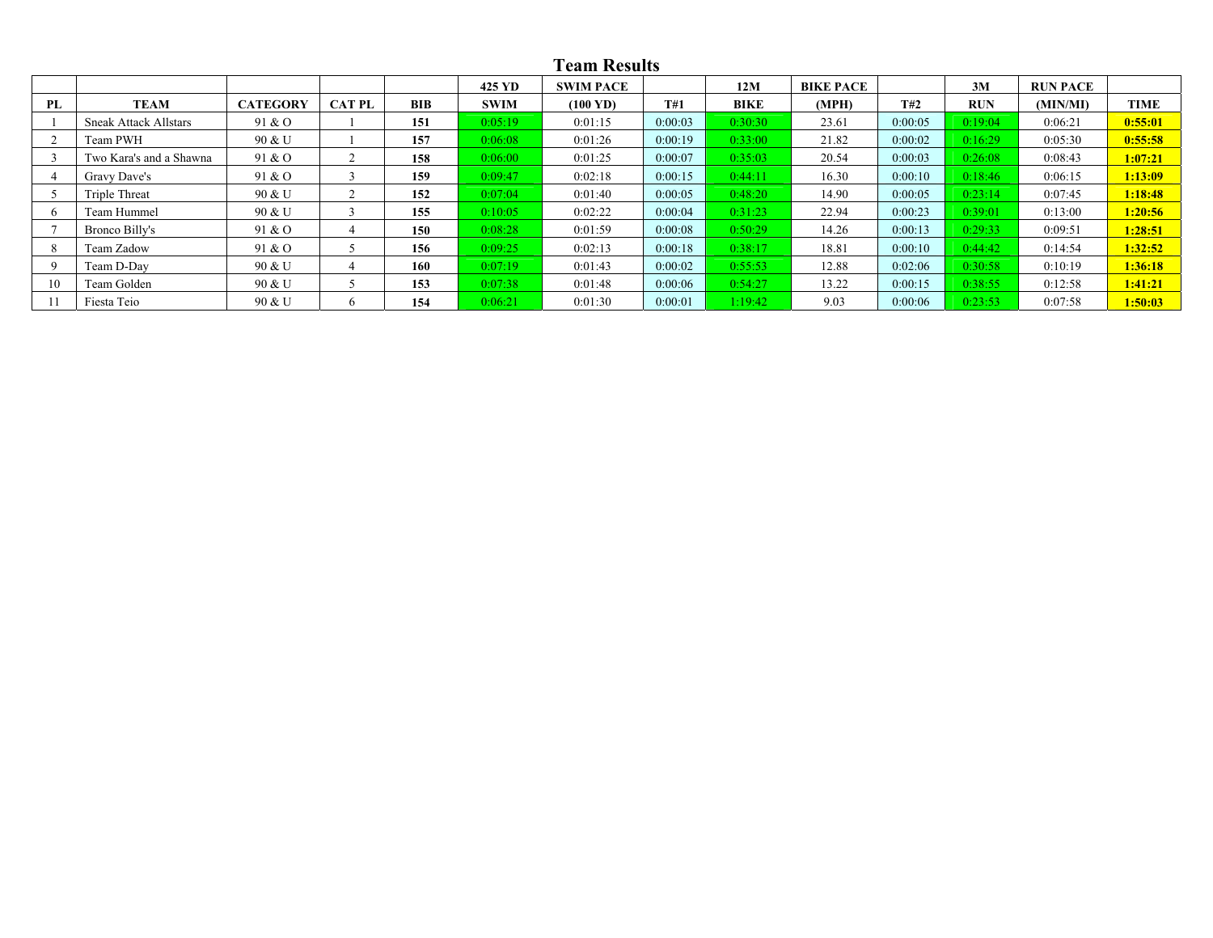# Team Results

| | | | | | 425 YD | SWIM PACE | | 12M | BIKE PACE | | 3M | RUN PACE | |
|---|---|---|---|---|---|---|---|---|---|---|---|---|---|
| **PL** | **TEAM** | **CATEGORY** | **CAT PL** | **BIB** | **SWIM** | **(100 YD)** | **T#1** | **BIKE** | **(MPH)** | **T#2** | **RUN** | **(MIN/MI)** | **TIME** |
| 1 | Sneak Attack Allstars | 91 & O | 1 | **151** | 0:05:19 | 0:01:15 | 0:00:03 | 0:30:30 | 23.61 | 0:00:05 | 0:19:04 | 0:06:21 | **0:55:01** |
| 2 | Team PWH | 90 & U | 1 | **157** | 0:06:08 | 0:01:26 | 0:00:19 | 0:33:00 | 21.82 | 0:00:02 | 0:16:29 | 0:05:30 | **0:55:58** |
| 3 | Two Kara's and a Shawna | 91 & O | 2 | **158** | 0:06:00 | 0:01:25 | 0:00:07 | 0:35:03 | 20.54 | 0:00:03 | 0:26:08 | 0:08:43 | **1:07:21** |
| 4 | Gravy Dave's | 91 & O | 3 | **159** | 0:09:47 | 0:02:18 | 0:00:15 | 0:44:11 | 16.30 | 0:00:10 | 0:18:46 | 0:06:15 | **1:13:09** |
| 5 | Triple Threat | 90 & U | 2 | **152** | 0:07:04 | 0:01:40 | 0:00:05 | 0:48:20 | 14.90 | 0:00:05 | 0:23:14 | 0:07:45 | **1:18:48** |
| 6 | Team Hummel | 90 & U | 3 | **155** | 0:10:05 | 0:02:22 | 0:00:04 | 0:31:23 | 22.94 | 0:00:23 | 0:39:01 | 0:13:00 | **1:20:56** |
| 7 | Bronco Billy's | 91 & O | 4 | **150** | 0:08:28 | 0:01:59 | 0:00:08 | 0:50:29 | 14.26 | 0:00:13 | 0:29:33 | 0:09:51 | **1:28:51** |
| 8 | Team Zadow | 91 & O | 5 | **156** | 0:09:25 | 0:02:13 | 0:00:18 | 0:38:17 | 18.81 | 0:00:10 | 0:44:42 | 0:14:54 | **1:32:52** |
| 9 | Team D-Day | 90 & U | 4 | **160** | 0:07:19 | 0:01:43 | 0:00:02 | 0:55:53 | 12.88 | 0:02:06 | 0:30:58 | 0:10:19 | **1:36:18** |
| 10 | Team Golden | 90 & U | 5 | **153** | 0:07:38 | 0:01:48 | 0:00:06 | 0:54:27 | 13.22 | 0:00:15 | 0:38:55 | 0:12:58 | **1:41:21** |
| 11 | Fiesta Teio | 90 & U | 6 | **154** | 0:06:21 | 0:01:30 | 0:00:01 | 1:19:42 | 9.03 | 0:00:06 | 0:23:53 | 0:07:58 | **1:50:03** |